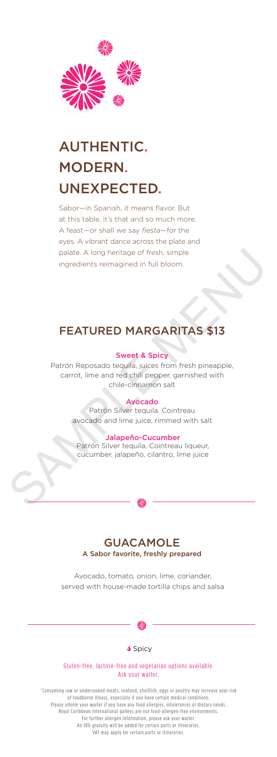# AUTHENTIC. MODERN. UNEXPECTED.

Sabor—in Spanish, it means flavor. But at this table, it's that and so much more. A feast—or shall we say *fiesta*—for the eyes. A vibrant dance across the plate and palate. A long heritage of fresh, simple ingredients reimagined in full bloom.

## FEATURED MARGARITAS $13

**Sweet & Spicy**
Patrón Reposado tequila, juices from fresh pineapple, carrot, lime and red chili pepper, garnished with chile-cinnamon salt

**Avocado**
Patrón Silver tequila, Cointreau avocado and lime juice, rimmed with salt

**Jalapeño-Cucumber**
Patrón Silver tequila, Cointreau liqueur, cucumber, jalapeño, cilantro, lime juice

## GUACAMOLE

**A Sabor favorite, freshly prepared**

Avocado, tomato, onion, lime, coriander, served with house-made tortilla chips and salsa

Spicy

Gluten-free, lactose-free and vegetarian options available. Ask your waiter.

*Consuming raw or undercooked meats, seafood, shellfish, eggs or poultry may increase your risk of foodborne illness, especially if you have certain medical conditions.
Please inform your waiter if you have any food allergies, intolerances or dietary needs.
Royal Caribbean International galleys are not food-allergen-free environments.
For further allergen information, please ask your waiter.
An 18% gratuity will be added for certain ports or itineraries.
VAT may apply for certain ports or itineraries.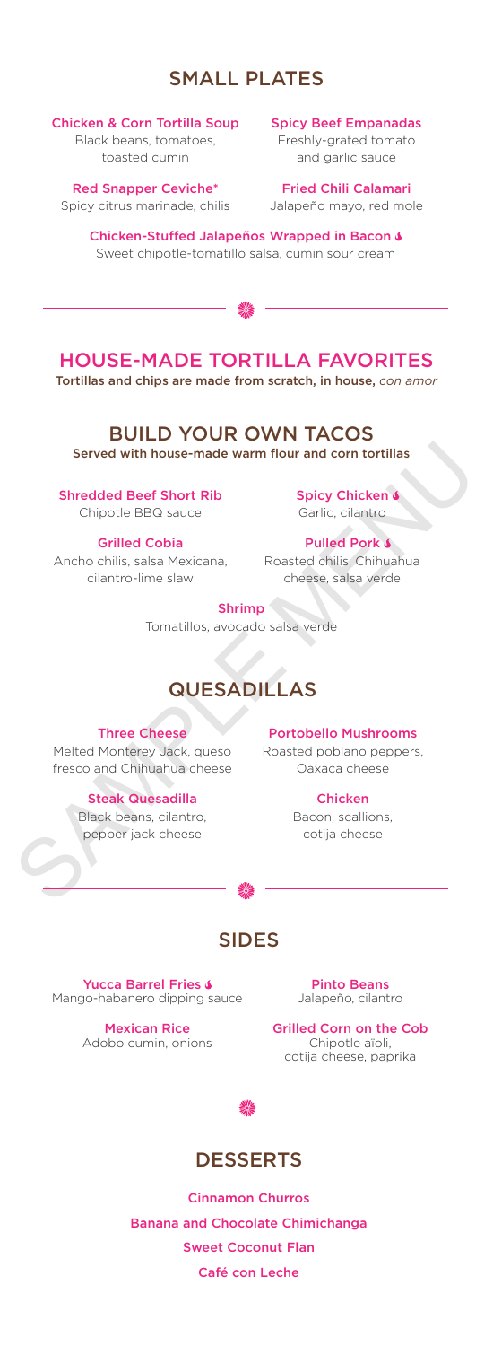## SMALL PLATES

**Chicken & Corn Tortilla Soup**
Black beans, tomatoes, toasted cumin

**Spicy Beef Empanadas**
Freshly-grated tomato and garlic sauce

**Red Snapper Ceviche***
Spicy citrus marinade, chilis

**Fried Chili Calamari**
Jalapeño mayo, red mole

**Chicken-Stuffed Jalapeños Wrapped in Bacon**
Sweet chipotle-tomatillo salsa, cumin sour cream

## HOUSE-MADE TORTILLA FAVORITES

Tortillas and chips are made from scratch, in house, *con amor*

## BUILD YOUR OWN TACOS

Served with house-made warm flour and corn tortillas

**Shredded Beef Short Rib**
Chipotle BBQ sauce

**Spicy Chicken**
Garlic, cilantro

**Grilled Cobia**
Ancho chilis, salsa Mexicana, cilantro-lime slaw

**Pulled Pork**
Roasted chilis, Chihuahua cheese, salsa verde

**Shrimp**
Tomatillos, avocado salsa verde

## QUESADILLAS

**Three Cheese**
Melted Monterey Jack, queso fresco and Chihuahua cheese

**Portobello Mushrooms**
Roasted poblano peppers, Oaxaca cheese

**Steak Quesadilla**
Black beans, cilantro, pepper jack cheese

**Chicken**
Bacon, scallions, cotija cheese

SAMPLE MENU

## SIDES

**Yucca Barrel Fries**
Mango-habanero dipping sauce

**Pinto Beans**
Jalapeño, cilantro

**Mexican Rice**
Adobo cumin, onions

**Grilled Corn on the Cob**
Chipotle aïoli, cotija cheese, paprika

## DESSERTS

**Cinnamon Churros**

**Banana and Chocolate Chimichanga**

**Sweet Coconut Flan**

**Café con Leche**